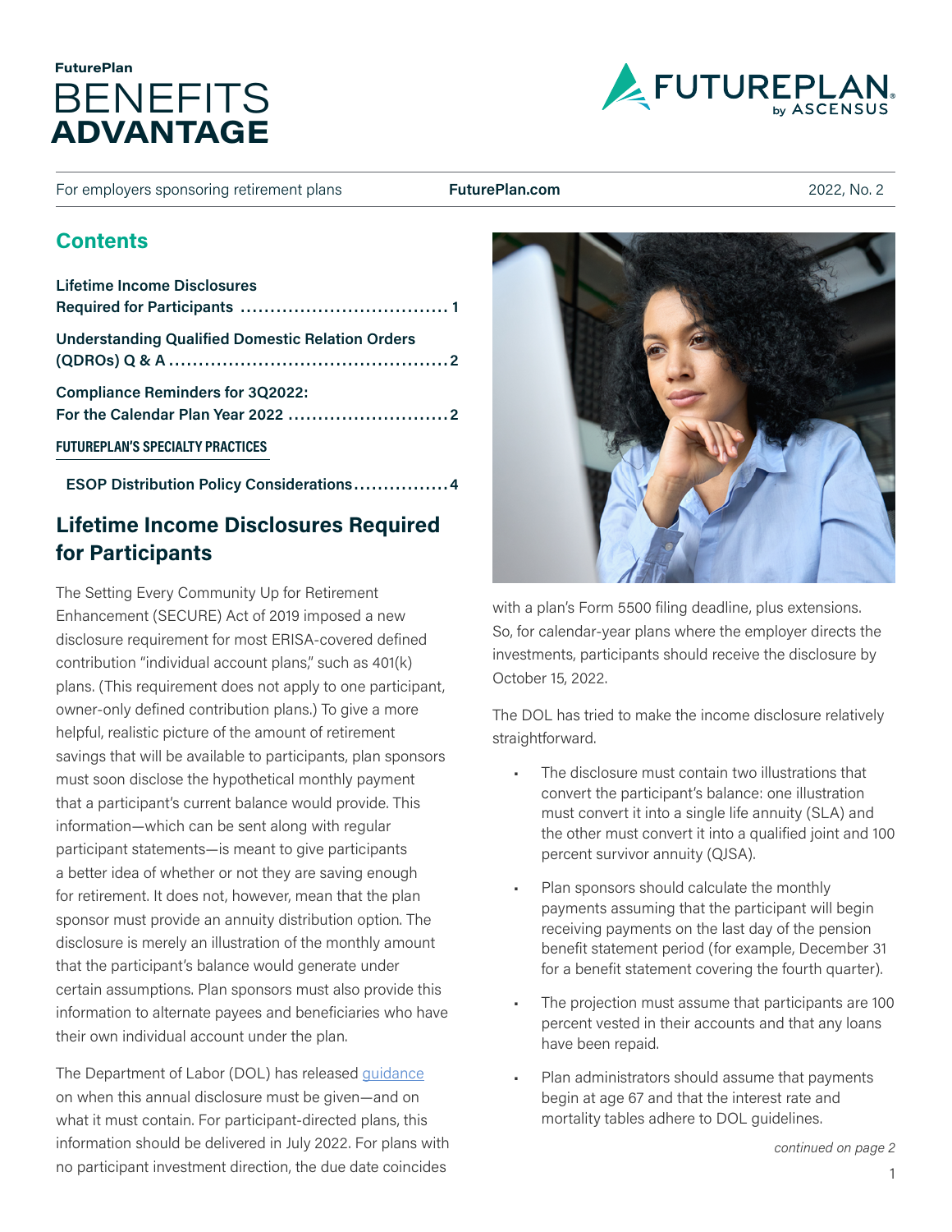FuturePlan

# BENEFITS ADVANTAGE

For employers sponsoring retirement plans | **FuturePlan.com** | 2022, No. 2

## Contents

**Lifetime Income Disclosures Required for Participants** ..................................... 1

**Understanding Qualified Domestic Relation Orders (QDROs) Q & A** ..................................... 2

**Compliance Reminders for 3Q2022: For the Calendar Plan Year 2022** ..................................... 2

**FUTUREPLAN'S SPECIALTY PRACTICES**

**ESOP Distribution Policy Considerations** ..................................... 4

## Lifetime Income Disclosures Required for Participants

The Setting Every Community Up for Retirement Enhancement (SECURE) Act of 2019 imposed a new disclosure requirement for most ERISA-covered defined contribution "individual account plans," such as 401(k) plans. (This requirement does not apply to one participant, owner-only defined contribution plans.) To give a more helpful, realistic picture of the amount of retirement savings that will be available to participants, plan sponsors must soon disclose the hypothetical monthly payment that a participant's current balance would provide. This information—which can be sent along with regular participant statements—is meant to give participants a better idea of whether or not they are saving enough for retirement. It does not, however, mean that the plan sponsor must provide an annuity distribution option. The disclosure is merely an illustration of the monthly amount that the participant's balance would generate under certain assumptions. Plan sponsors must also provide this information to alternate payees and beneficiaries who have their own individual account under the plan.

The Department of Labor (DOL) has released guidance on when this annual disclosure must be given—and on what it must contain. For participant-directed plans, this information should be delivered in July 2022. For plans with no participant investment direction, the due date coincides with a plan's Form 5500 filing deadline, plus extensions. So, for calendar-year plans where the employer directs the investments, participants should receive the disclosure by October 15, 2022.

The DOL has tried to make the income disclosure relatively straightforward.

- The disclosure must contain two illustrations that convert the participant's balance: one illustration must convert it into a single life annuity (SLA) and the other must convert it into a qualified joint and 100 percent survivor annuity (QJSA).
- Plan sponsors should calculate the monthly payments assuming that the participant will begin receiving payments on the last day of the pension benefit statement period (for example, December 31 for a benefit statement covering the fourth quarter).
- The projection must assume that participants are 100 percent vested in their accounts and that any loans have been repaid.
- Plan administrators should assume that payments begin at age 67 and that the interest rate and mortality tables adhere to DOL guidelines.

*continued on page 2*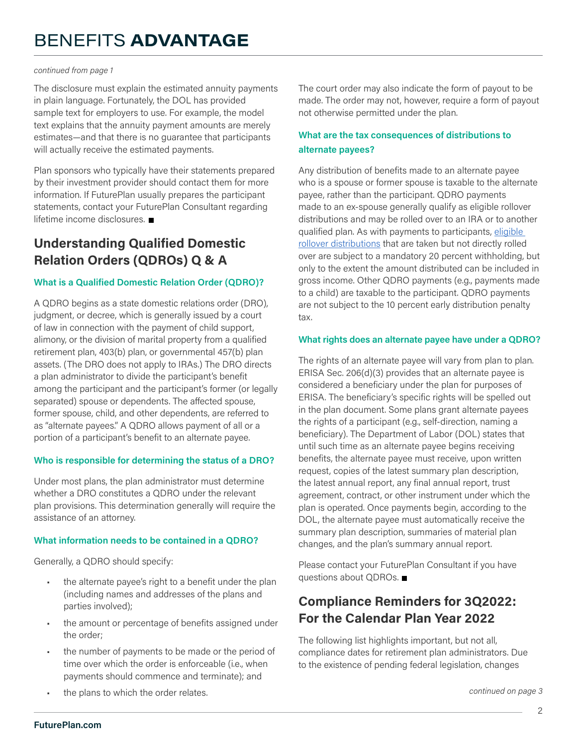*continued from page 1*

The disclosure must explain the estimated annuity payments in plain language. Fortunately, the DOL has provided sample text for employers to use. For example, the model text explains that the annuity payment amounts are merely estimates—and that there is no guarantee that participants will actually receive the estimated payments.

Plan sponsors who typically have their statements prepared by their investment provider should contact them for more information. If FuturePlan usually prepares the participant statements, contact your FuturePlan Consultant regarding lifetime income disclosures. ■

## Understanding Qualified Domestic Relation Orders (QDROs) Q & A

### What is a Qualified Domestic Relation Order (QDRO)?

A QDRO begins as a state domestic relations order (DRO), judgment, or decree, which is generally issued by a court of law in connection with the payment of child support, alimony, or the division of marital property from a qualified retirement plan, 403(b) plan, or governmental 457(b) plan assets. (The DRO does not apply to IRAs.) The DRO directs a plan administrator to divide the participant's benefit among the participant and the participant's former (or legally separated) spouse or dependents. The affected spouse, former spouse, child, and other dependents, are referred to as "alternate payees." A QDRO allows payment of all or a portion of a participant's benefit to an alternate payee.

### Who is responsible for determining the status of a DRO?

Under most plans, the plan administrator must determine whether a DRO constitutes a QDRO under the relevant plan provisions. This determination generally will require the assistance of an attorney.

### What information needs to be contained in a QDRO?

Generally, a QDRO should specify:

- the alternate payee's right to a benefit under the plan (including names and addresses of the plans and parties involved);
- the amount or percentage of benefits assigned under the order;
- the number of payments to be made or the period of time over which the order is enforceable (i.e., when payments should commence and terminate); and
- the plans to which the order relates.

The court order may also indicate the form of payout to be made. The order may not, however, require a form of payout not otherwise permitted under the plan.

### What are the tax consequences of distributions to alternate payees?

Any distribution of benefits made to an alternate payee who is a spouse or former spouse is taxable to the alternate payee, rather than the participant. QDRO payments made to an ex-spouse generally qualify as eligible rollover distributions and may be rolled over to an IRA or to another qualified plan. As with payments to participants, eligible rollover distributions that are taken but not directly rolled over are subject to a mandatory 20 percent withholding, but only to the extent the amount distributed can be included in gross income. Other QDRO payments (e.g., payments made to a child) are taxable to the participant. QDRO payments are not subject to the 10 percent early distribution penalty tax.

### What rights does an alternate payee have under a QDRO?

The rights of an alternate payee will vary from plan to plan. ERISA Sec. 206(d)(3) provides that an alternate payee is considered a beneficiary under the plan for purposes of ERISA. The beneficiary's specific rights will be spelled out in the plan document. Some plans grant alternate payees the rights of a participant (e.g., self-direction, naming a beneficiary). The Department of Labor (DOL) states that until such time as an alternate payee begins receiving benefits, the alternate payee must receive, upon written request, copies of the latest summary plan description, the latest annual report, any final annual report, trust agreement, contract, or other instrument under which the plan is operated. Once payments begin, according to the DOL, the alternate payee must automatically receive the summary plan description, summaries of material plan changes, and the plan's summary annual report.

Please contact your FuturePlan Consultant if you have questions about QDROs. ■

## Compliance Reminders for 3Q2022: For the Calendar Plan Year 2022

The following list highlights important, but not all, compliance dates for retirement plan administrators. Due to the existence of pending federal legislation, changes

*continued on page 3*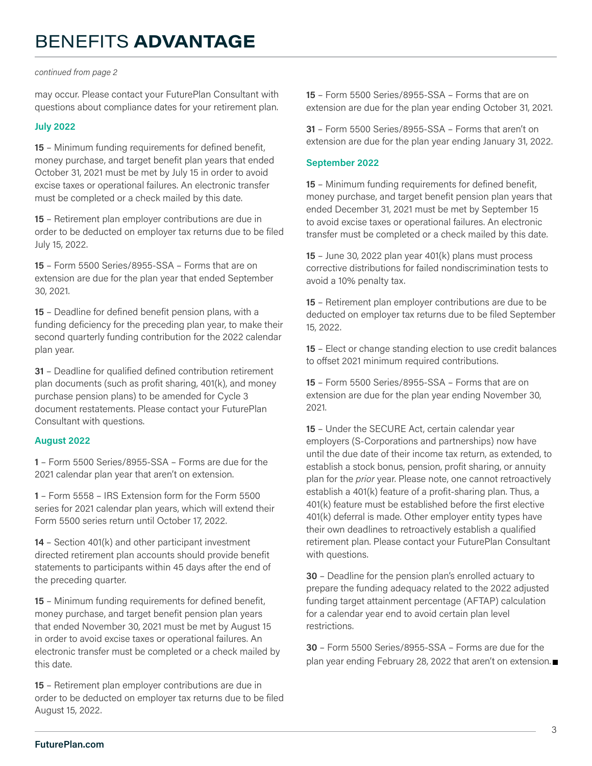*continued from page 2*

may occur. Please contact your FuturePlan Consultant with questions about compliance dates for your retirement plan.

### July 2022

**15** – Minimum funding requirements for defined benefit, money purchase, and target benefit plan years that ended October 31, 2021 must be met by July 15 in order to avoid excise taxes or operational failures. An electronic transfer must be completed or a check mailed by this date.

**15** – Retirement plan employer contributions are due in order to be deducted on employer tax returns due to be filed July 15, 2022.

**15** – Form 5500 Series/8955-SSA – Forms that are on extension are due for the plan year that ended September 30, 2021.

**15** – Deadline for defined benefit pension plans, with a funding deficiency for the preceding plan year, to make their second quarterly funding contribution for the 2022 calendar plan year.

**31** – Deadline for qualified defined contribution retirement plan documents (such as profit sharing, 401(k), and money purchase pension plans) to be amended for Cycle 3 document restatements. Please contact your FuturePlan Consultant with questions.

### August 2022

**1** – Form 5500 Series/8955-SSA – Forms are due for the 2021 calendar plan year that aren't on extension.

**1** – Form 5558 – IRS Extension form for the Form 5500 series for 2021 calendar plan years, which will extend their Form 5500 series return until October 17, 2022.

**14** – Section 401(k) and other participant investment directed retirement plan accounts should provide benefit statements to participants within 45 days after the end of the preceding quarter.

**15** – Minimum funding requirements for defined benefit, money purchase, and target benefit pension plan years that ended November 30, 2021 must be met by August 15 in order to avoid excise taxes or operational failures. An electronic transfer must be completed or a check mailed by this date.

**15** – Retirement plan employer contributions are due in order to be deducted on employer tax returns due to be filed August 15, 2022.

**15** – Form 5500 Series/8955-SSA – Forms that are on extension are due for the plan year ending October 31, 2021.

**31** – Form 5500 Series/8955-SSA – Forms that aren't on extension are due for the plan year ending January 31, 2022.

### September 2022

**15** – Minimum funding requirements for defined benefit, money purchase, and target benefit pension plan years that ended December 31, 2021 must be met by September 15 to avoid excise taxes or operational failures. An electronic transfer must be completed or a check mailed by this date.

**15** – June 30, 2022 plan year 401(k) plans must process corrective distributions for failed nondiscrimination tests to avoid a 10% penalty tax.

**15** – Retirement plan employer contributions are due to be deducted on employer tax returns due to be filed September 15, 2022.

**15** – Elect or change standing election to use credit balances to offset 2021 minimum required contributions.

**15** – Form 5500 Series/8955-SSA – Forms that are on extension are due for the plan year ending November 30, 2021.

**15** – Under the SECURE Act, certain calendar year employers (S-Corporations and partnerships) now have until the due date of their income tax return, as extended, to establish a stock bonus, pension, profit sharing, or annuity plan for the *prior* year. Please note, one cannot retroactively establish a 401(k) feature of a profit-sharing plan. Thus, a 401(k) feature must be established before the first elective 401(k) deferral is made. Other employer entity types have their own deadlines to retroactively establish a qualified retirement plan. Please contact your FuturePlan Consultant with questions.

**30** – Deadline for the pension plan's enrolled actuary to prepare the funding adequacy related to the 2022 adjusted funding target attainment percentage (AFTAP) calculation for a calendar year end to avoid certain plan level restrictions.

**30** – Form 5500 Series/8955-SSA – Forms are due for the plan year ending February 28, 2022 that aren't on extension. ■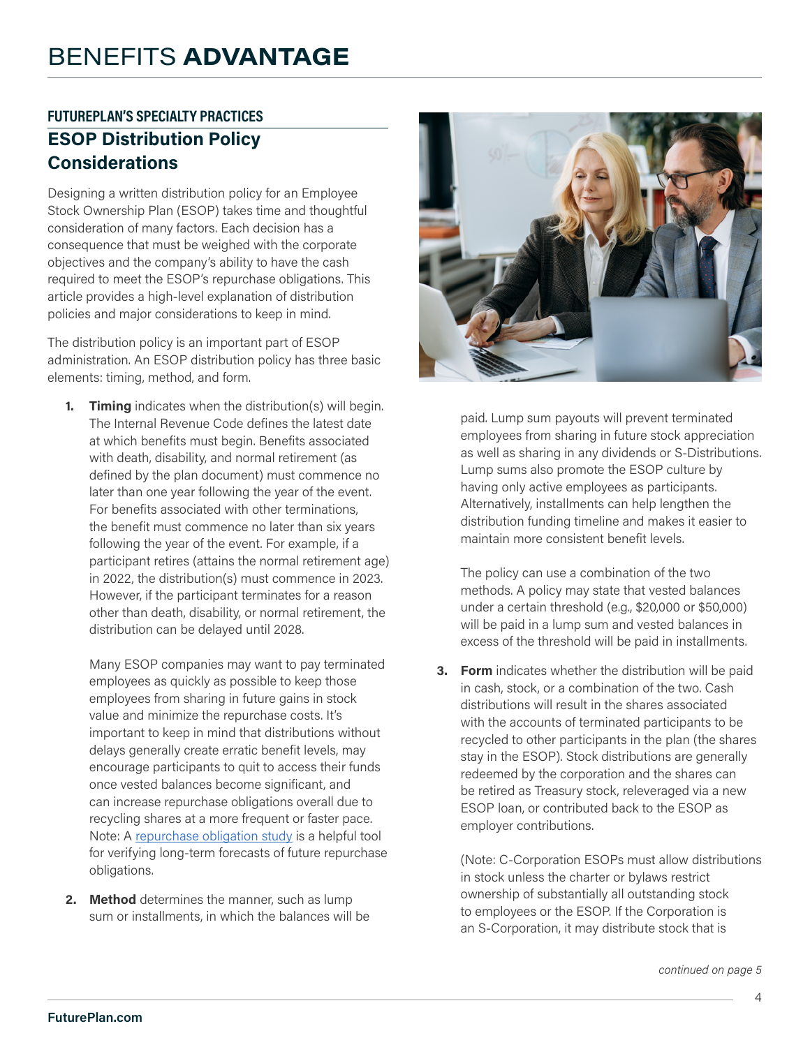FUTUREPLAN'S SPECIALTY PRACTICES

## ESOP Distribution Policy Considerations

Designing a written distribution policy for an Employee Stock Ownership Plan (ESOP) takes time and thoughtful consideration of many factors. Each decision has a consequence that must be weighed with the corporate objectives and the company's ability to have the cash required to meet the ESOP's repurchase obligations. This article provides a high-level explanation of distribution policies and major considerations to keep in mind.

The distribution policy is an important part of ESOP administration. An ESOP distribution policy has three basic elements: timing, method, and form.

1. **Timing** indicates when the distribution(s) will begin. The Internal Revenue Code defines the latest date at which benefits must begin. Benefits associated with death, disability, and normal retirement (as defined by the plan document) must commence no later than one year following the year of the event. For benefits associated with other terminations, the benefit must commence no later than six years following the year of the event. For example, if a participant retires (attains the normal retirement age) in 2022, the distribution(s) must commence in 2023. However, if the participant terminates for a reason other than death, disability, or normal retirement, the distribution can be delayed until 2028.

   Many ESOP companies may want to pay terminated employees as quickly as possible to keep those employees from sharing in future gains in stock value and minimize the repurchase costs. It's important to keep in mind that distributions without delays generally create erratic benefit levels, may encourage participants to quit to access their funds once vested balances become significant, and can increase repurchase obligations overall due to recycling shares at a more frequent or faster pace. Note: A repurchase obligation study is a helpful tool for verifying long-term forecasts of future repurchase obligations.

2. **Method** determines the manner, such as lump sum or installments, in which the balances will be paid. Lump sum payouts will prevent terminated employees from sharing in future stock appreciation as well as sharing in any dividends or S-Distributions. Lump sums also promote the ESOP culture by having only active employees as participants. Alternatively, installments can help lengthen the distribution funding timeline and makes it easier to maintain more consistent benefit levels.

   The policy can use a combination of the two methods. A policy may state that vested balances under a certain threshold (e.g., $20,000 or $50,000) will be paid in a lump sum and vested balances in excess of the threshold will be paid in installments.

3. **Form** indicates whether the distribution will be paid in cash, stock, or a combination of the two. Cash distributions will result in the shares associated with the accounts of terminated participants to be recycled to other participants in the plan (the shares stay in the ESOP). Stock distributions are generally redeemed by the corporation and the shares can be retired as Treasury stock, releveraged via a new ESOP loan, or contributed back to the ESOP as employer contributions.

   (Note: C-Corporation ESOPs must allow distributions in stock unless the charter or bylaws restrict ownership of substantially all outstanding stock to employees or the ESOP. If the Corporation is an S-Corporation, it may distribute stock that is

*continued on page 5*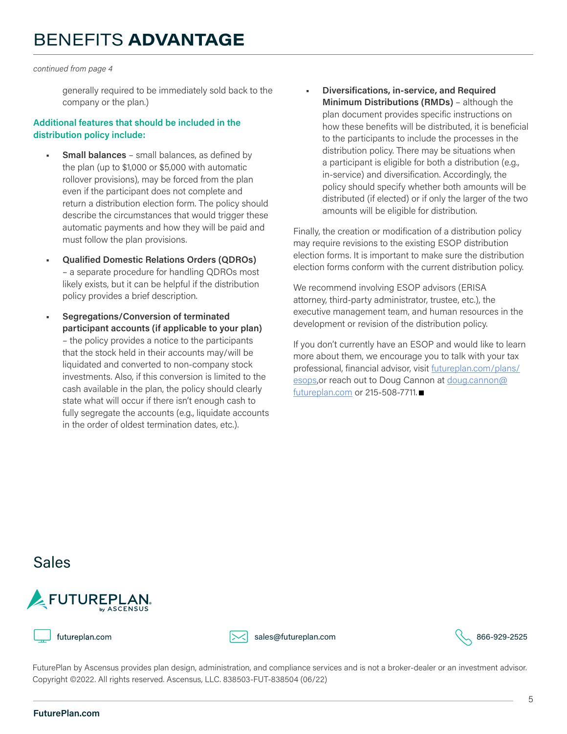*continued from page 4*

generally required to be immediately sold back to the company or the plan.)

**Additional features that should be included in the distribution policy include:**

- **Small balances** – small balances, as defined by the plan (up to $1,000 or $5,000 with automatic rollover provisions), may be forced from the plan even if the participant does not complete and return a distribution election form. The policy should describe the circumstances that would trigger these automatic payments and how they will be paid and must follow the plan provisions.

- **Qualified Domestic Relations Orders (QDROs)** – a separate procedure for handling QDROs most likely exists, but it can be helpful if the distribution policy provides a brief description.

- **Segregations/Conversion of terminated participant accounts (if applicable to your plan)** – the policy provides a notice to the participants that the stock held in their accounts may/will be liquidated and converted to non-company stock investments. Also, if this conversion is limited to the cash available in the plan, the policy should clearly state what will occur if there isn't enough cash to fully segregate the accounts (e.g., liquidate accounts in the order of oldest termination dates, etc.).

- **Diversifications, in-service, and Required Minimum Distributions (RMDs)** – although the plan document provides specific instructions on how these benefits will be distributed, it is beneficial to the participants to include the processes in the distribution policy. There may be situations when a participant is eligible for both a distribution (e.g., in-service) and diversification. Accordingly, the policy should specify whether both amounts will be distributed (if elected) or if only the larger of the two amounts will be eligible for distribution.

Finally, the creation or modification of a distribution policy may require revisions to the existing ESOP distribution election forms. It is important to make sure the distribution election forms conform with the current distribution policy.

We recommend involving ESOP advisors (ERISA attorney, third-party administrator, trustee, etc.), the executive management team, and human resources in the development or revision of the distribution policy.

If you don't currently have an ESOP and would like to learn more about them, we encourage you to talk with your tax professional, financial advisor, visit futureplan.com/plans/esops,or reach out to Doug Cannon at doug.cannon@futureplan.com or 215-508-7711. ■

## Sales

FUTUREPLAN by ASCENSUS

futureplan.com

sales@futureplan.com

866-929-2525

FuturePlan by Ascensus provides plan design, administration, and compliance services and is not a broker-dealer or an investment advisor. Copyright ©2022. All rights reserved. Ascensus, LLC. 838503-FUT-838504 (06/22)